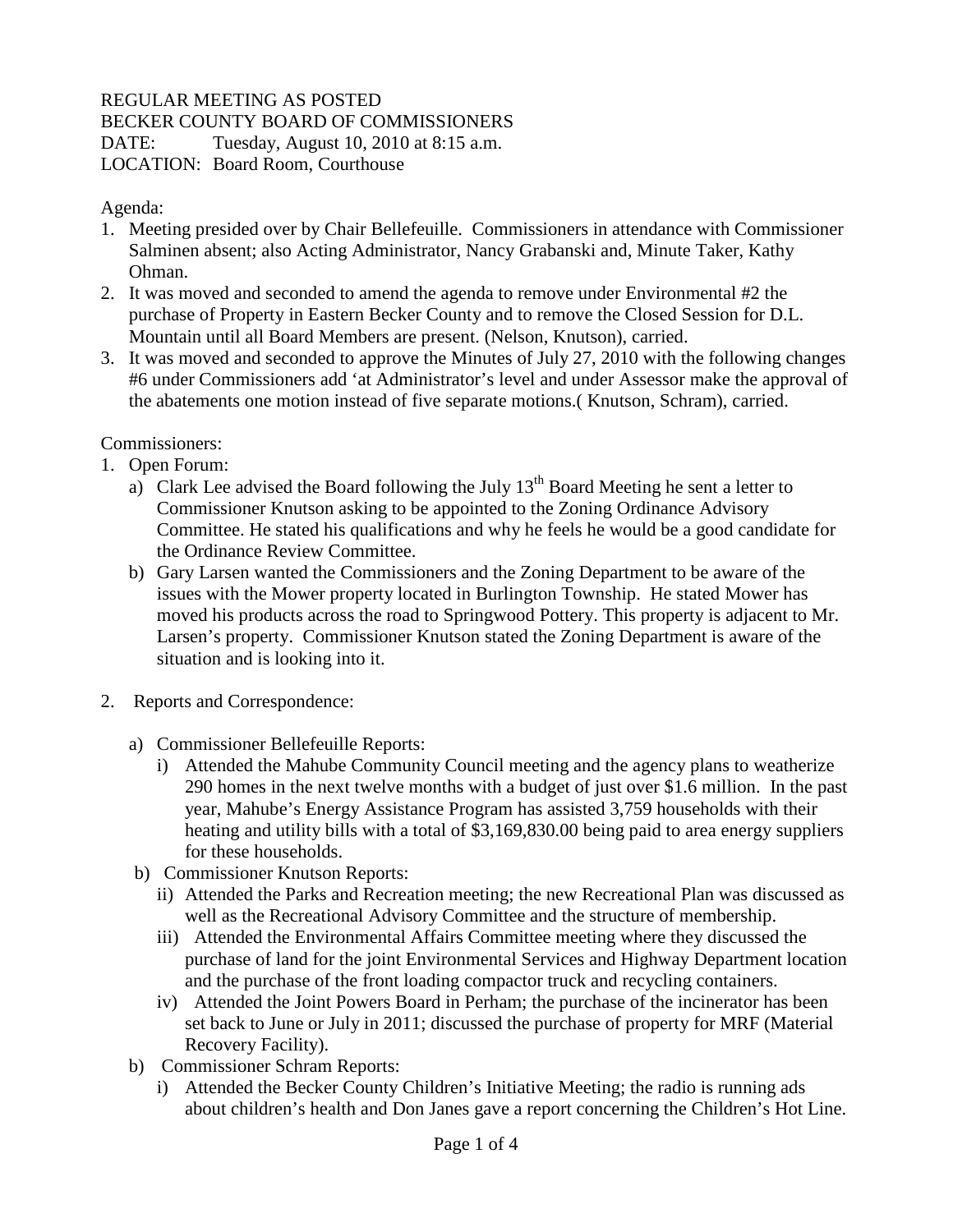REGULAR MEETING AS POSTED
BECKER COUNTY BOARD OF COMMISSIONERS
DATE: Tuesday, August 10, 2010 at 8:15 a.m.
LOCATION: Board Room, Courthouse

Agenda:

1. Meeting presided over by Chair Bellefeuille. Commissioners in attendance with Commissioner Salminen absent; also Acting Administrator, Nancy Grabanski and, Minute Taker, Kathy Ohman.
2. It was moved and seconded to amend the agenda to remove under Environmental #2 the purchase of Property in Eastern Becker County and to remove the Closed Session for D.L. Mountain until all Board Members are present. (Nelson, Knutson), carried.
3. It was moved and seconded to approve the Minutes of July 27, 2010 with the following changes #6 under Commissioners add 'at Administrator's level and under Assessor make the approval of the abatements one motion instead of five separate motions.( Knutson, Schram), carried.

Commissioners:

1. Open Forum:
   a) Clark Lee advised the Board following the July 13th Board Meeting he sent a letter to Commissioner Knutson asking to be appointed to the Zoning Ordinance Advisory Committee. He stated his qualifications and why he feels he would be a good candidate for the Ordinance Review Committee.
   b) Gary Larsen wanted the Commissioners and the Zoning Department to be aware of the issues with the Mower property located in Burlington Township. He stated Mower has moved his products across the road to Springwood Pottery. This property is adjacent to Mr. Larsen's property. Commissioner Knutson stated the Zoning Department is aware of the situation and is looking into it.

2. Reports and Correspondence:
   a) Commissioner Bellefeuille Reports:
      i) Attended the Mahube Community Council meeting and the agency plans to weatherize 290 homes in the next twelve months with a budget of just over $1.6 million. In the past year, Mahube's Energy Assistance Program has assisted 3,759 households with their heating and utility bills with a total of $3,169,830.00 being paid to area energy suppliers for these households.
   b) Commissioner Knutson Reports:
      ii) Attended the Parks and Recreation meeting; the new Recreational Plan was discussed as well as the Recreational Advisory Committee and the structure of membership.
      iii) Attended the Environmental Affairs Committee meeting where they discussed the purchase of land for the joint Environmental Services and Highway Department location and the purchase of the front loading compactor truck and recycling containers.
      iv) Attended the Joint Powers Board in Perham; the purchase of the incinerator has been set back to June or July in 2011; discussed the purchase of property for MRF (Material Recovery Facility).
   b) Commissioner Schram Reports:
      i) Attended the Becker County Children's Initiative Meeting; the radio is running ads about children's health and Don Janes gave a report concerning the Children's Hot Line.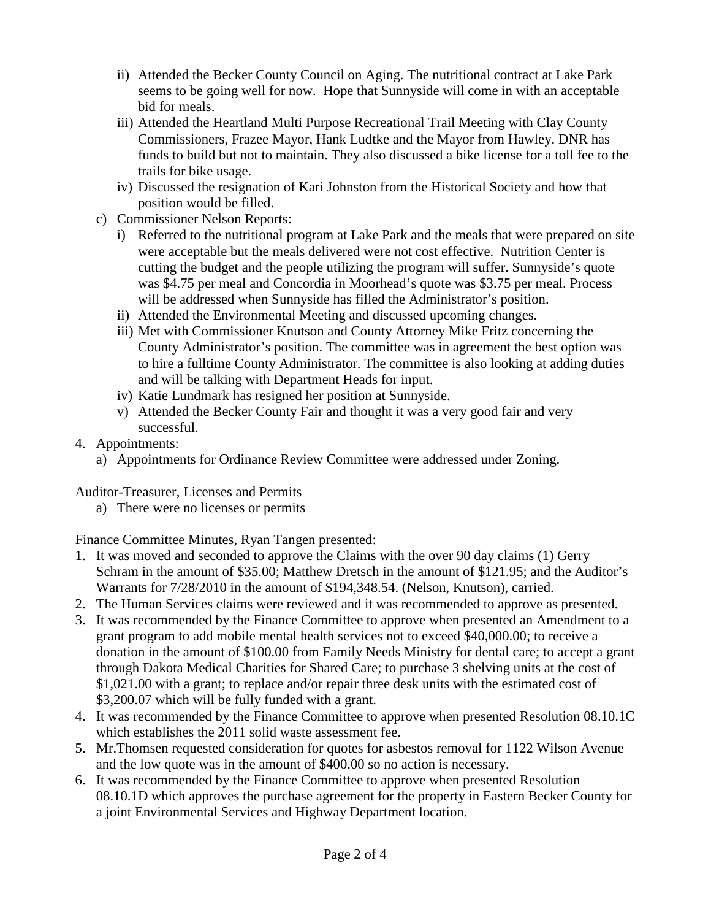- ii) Attended the Becker County Council on Aging. The nutritional contract at Lake Park seems to be going well for now. Hope that Sunnyside will come in with an acceptable bid for meals.
   - iii) Attended the Heartland Multi Purpose Recreational Trail Meeting with Clay County Commissioners, Frazee Mayor, Hank Ludtke and the Mayor from Hawley. DNR has funds to build but not to maintain. They also discussed a bike license for a toll fee to the trails for bike usage.
   - iv) Discussed the resignation of Kari Johnston from the Historical Society and how that position would be filled.
 - c) Commissioner Nelson Reports:
   - i) Referred to the nutritional program at Lake Park and the meals that were prepared on site were acceptable but the meals delivered were not cost effective. Nutrition Center is cutting the budget and the people utilizing the program will suffer. Sunnyside's quote was $4.75 per meal and Concordia in Moorhead's quote was $3.75 per meal. Process will be addressed when Sunnyside has filled the Administrator's position.
   - ii) Attended the Environmental Meeting and discussed upcoming changes.
   - iii) Met with Commissioner Knutson and County Attorney Mike Fritz concerning the County Administrator's position. The committee was in agreement the best option was to hire a fulltime County Administrator. The committee is also looking at adding duties and will be talking with Department Heads for input.
   - iv) Katie Lundmark has resigned her position at Sunnyside.
   - v) Attended the Becker County Fair and thought it was a very good fair and very successful.

4. Appointments:
   - a) Appointments for Ordinance Review Committee were addressed under Zoning.

Auditor-Treasurer, Licenses and Permits

- a) There were no licenses or permits

Finance Committee Minutes, Ryan Tangen presented:

1. It was moved and seconded to approve the Claims with the over 90 day claims (1) Gerry Schram in the amount of $35.00; Matthew Dretsch in the amount of $121.95; and the Auditor's Warrants for 7/28/2010 in the amount of $194,348.54. (Nelson, Knutson), carried.
2. The Human Services claims were reviewed and it was recommended to approve as presented.
3. It was recommended by the Finance Committee to approve when presented an Amendment to a grant program to add mobile mental health services not to exceed $40,000.00; to receive a donation in the amount of $100.00 from Family Needs Ministry for dental care; to accept a grant through Dakota Medical Charities for Shared Care; to purchase 3 shelving units at the cost of $1,021.00 with a grant; to replace and/or repair three desk units with the estimated cost of $3,200.07 which will be fully funded with a grant.
4. It was recommended by the Finance Committee to approve when presented Resolution 08.10.1C which establishes the 2011 solid waste assessment fee.
5. Mr.Thomsen requested consideration for quotes for asbestos removal for 1122 Wilson Avenue and the low quote was in the amount of $400.00 so no action is necessary.
6. It was recommended by the Finance Committee to approve when presented Resolution 08.10.1D which approves the purchase agreement for the property in Eastern Becker County for a joint Environmental Services and Highway Department location.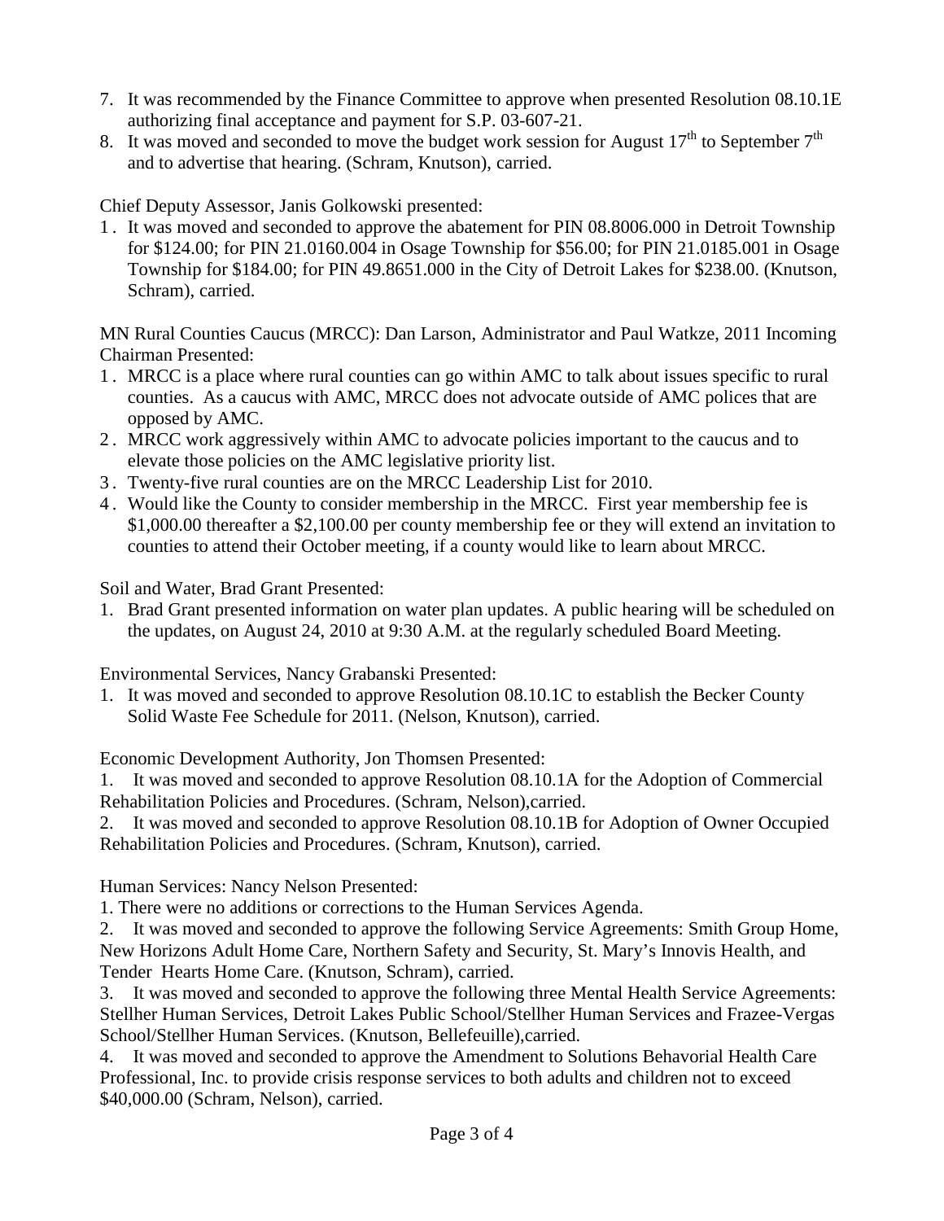7. It was recommended by the Finance Committee to approve when presented Resolution 08.10.1E authorizing final acceptance and payment for S.P. 03-607-21.
8. It was moved and seconded to move the budget work session for August 17th to September 7th and to advertise that hearing. (Schram, Knutson), carried.

Chief Deputy Assessor, Janis Golkowski presented:

1. It was moved and seconded to approve the abatement for PIN 08.8006.000 in Detroit Township for $124.00; for PIN 21.0160.004 in Osage Township for $56.00; for PIN 21.0185.001 in Osage Township for $184.00; for PIN 49.8651.000 in the City of Detroit Lakes for $238.00. (Knutson, Schram), carried.

MN Rural Counties Caucus (MRCC): Dan Larson, Administrator and Paul Watkze, 2011 Incoming Chairman Presented:

1. MRCC is a place where rural counties can go within AMC to talk about issues specific to rural counties. As a caucus with AMC, MRCC does not advocate outside of AMC polices that are opposed by AMC.
2. MRCC work aggressively within AMC to advocate policies important to the caucus and to elevate those policies on the AMC legislative priority list.
3. Twenty-five rural counties are on the MRCC Leadership List for 2010.
4. Would like the County to consider membership in the MRCC. First year membership fee is $1,000.00 thereafter a $2,100.00 per county membership fee or they will extend an invitation to counties to attend their October meeting, if a county would like to learn about MRCC.

Soil and Water, Brad Grant Presented:

1. Brad Grant presented information on water plan updates. A public hearing will be scheduled on the updates, on August 24, 2010 at 9:30 A.M. at the regularly scheduled Board Meeting.

Environmental Services, Nancy Grabanski Presented:

1. It was moved and seconded to approve Resolution 08.10.1C to establish the Becker County Solid Waste Fee Schedule for 2011. (Nelson, Knutson), carried.

Economic Development Authority, Jon Thomsen Presented:

1. It was moved and seconded to approve Resolution 08.10.1A for the Adoption of Commercial Rehabilitation Policies and Procedures. (Schram, Nelson),carried.
2. It was moved and seconded to approve Resolution 08.10.1B for Adoption of Owner Occupied Rehabilitation Policies and Procedures. (Schram, Knutson), carried.

Human Services: Nancy Nelson Presented:

1. There were no additions or corrections to the Human Services Agenda.
2. It was moved and seconded to approve the following Service Agreements: Smith Group Home, New Horizons Adult Home Care, Northern Safety and Security, St. Mary's Innovis Health, and Tender Hearts Home Care. (Knutson, Schram), carried.
3. It was moved and seconded to approve the following three Mental Health Service Agreements: Stellher Human Services, Detroit Lakes Public School/Stellher Human Services and Frazee-Vergas School/Stellher Human Services. (Knutson, Bellefeuille),carried.
4. It was moved and seconded to approve the Amendment to Solutions Behavorial Health Care Professional, Inc. to provide crisis response services to both adults and children not to exceed $40,000.00 (Schram, Nelson), carried.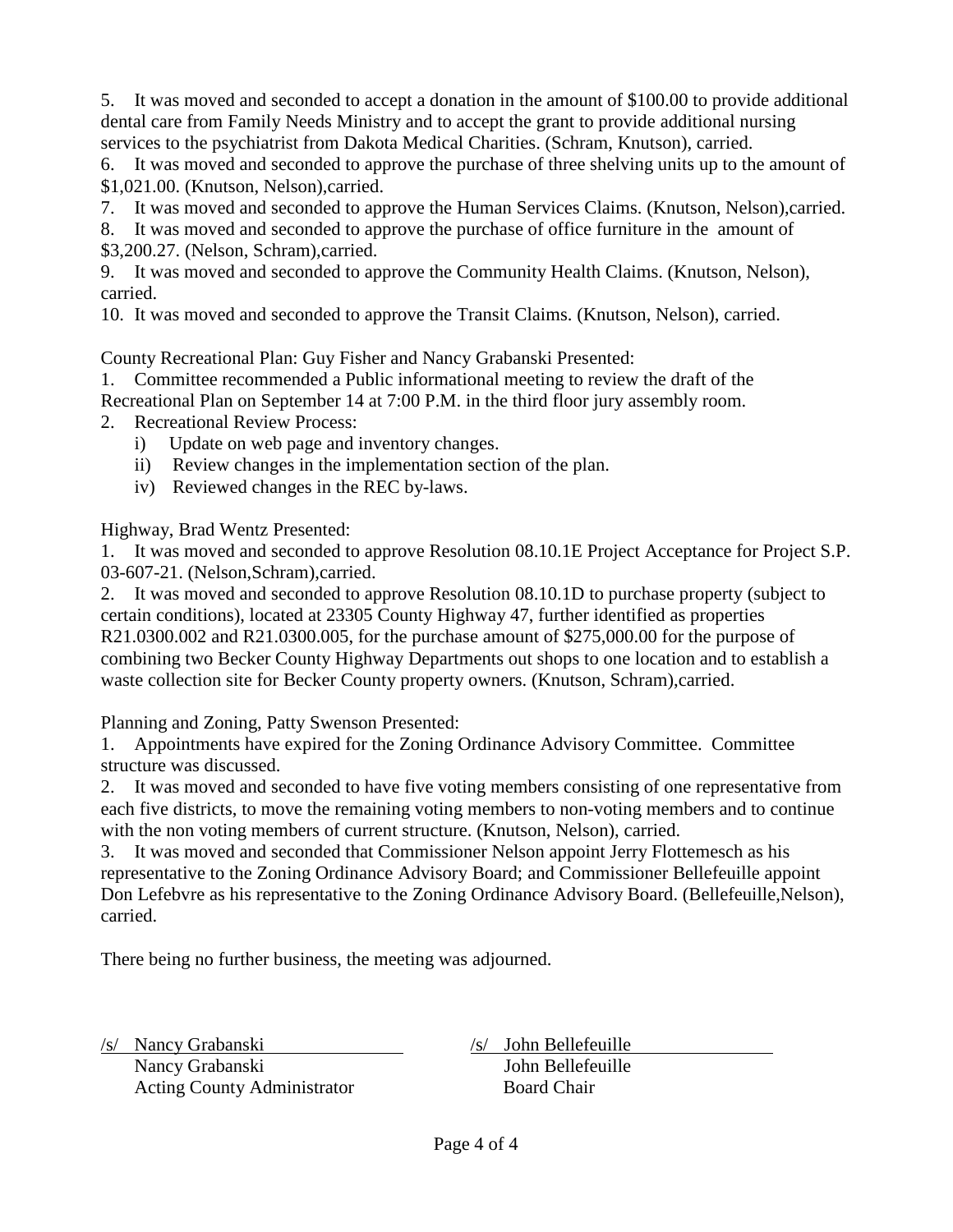5. It was moved and seconded to accept a donation in the amount of $100.00 to provide additional dental care from Family Needs Ministry and to accept the grant to provide additional nursing services to the psychiatrist from Dakota Medical Charities. (Schram, Knutson), carried.
6. It was moved and seconded to approve the purchase of three shelving units up to the amount of $1,021.00. (Knutson, Nelson),carried.
7. It was moved and seconded to approve the Human Services Claims. (Knutson, Nelson),carried.
8. It was moved and seconded to approve the purchase of office furniture in the amount of $3,200.27. (Nelson, Schram),carried.
9. It was moved and seconded to approve the Community Health Claims. (Knutson, Nelson), carried.
10. It was moved and seconded to approve the Transit Claims. (Knutson, Nelson), carried.

County Recreational Plan: Guy Fisher and Nancy Grabanski Presented:

1. Committee recommended a Public informational meeting to review the draft of the Recreational Plan on September 14 at 7:00 P.M. in the third floor jury assembly room.
2. Recreational Review Process:
   - i) Update on web page and inventory changes.
   - ii) Review changes in the implementation section of the plan.
   - iv) Reviewed changes in the REC by-laws.

Highway, Brad Wentz Presented:

1. It was moved and seconded to approve Resolution 08.10.1E Project Acceptance for Project S.P. 03-607-21. (Nelson,Schram),carried.
2. It was moved and seconded to approve Resolution 08.10.1D to purchase property (subject to certain conditions), located at 23305 County Highway 47, further identified as properties R21.0300.002 and R21.0300.005, for the purchase amount of $275,000.00 for the purpose of combining two Becker County Highway Departments out shops to one location and to establish a waste collection site for Becker County property owners. (Knutson, Schram),carried.

Planning and Zoning, Patty Swenson Presented:

1. Appointments have expired for the Zoning Ordinance Advisory Committee. Committee structure was discussed.
2. It was moved and seconded to have five voting members consisting of one representative from each five districts, to move the remaining voting members to non-voting members and to continue with the non voting members of current structure. (Knutson, Nelson), carried.
3. It was moved and seconded that Commissioner Nelson appoint Jerry Flottemesch as his representative to the Zoning Ordinance Advisory Board; and Commissioner Bellefeuille appoint Don Lefebvre as his representative to the Zoning Ordinance Advisory Board. (Bellefeuille,Nelson), carried.

There being no further business, the meeting was adjourned.

/s/ Nancy Grabanski
Nancy Grabanski
Acting County Administrator

/s/ John Bellefeuille
John Bellefeuille
Board Chair